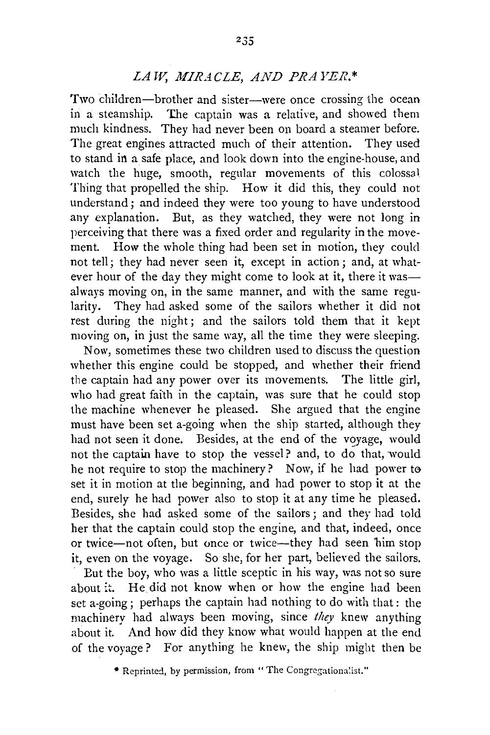## *LAW, MIRACLE, AND PRAYER.*\*

Two children—brother and sister—were once crossing the ocean in a steamship. The captain was a relative, and showed them much kindness. They had never been on board a steamer before. The great engines attracted much of their attention. They used to stand in a safe place, and look down into the engine-house, and watch the huge, smooth, regular movements of this colossal Thing that propelled the ship. How it did this, they could not understand; and indeed they were too young to have understood any explanation. But, as they watched, they were not long in perceiving that there was a fixed order and regularity in the movement. How the whole thing had been set in motion, they could not tell; they had never seen it, except in action; and, at whatever hour of the day they might come to look at it, there it was—always moving on, in the same manner, and with the same regularity. They had asked some of the sailors whether it did not rest during the night; and the sailors told them that it kept moving on, in just the same way, all the time they were sleeping.

Now, sometimes these two children used to discuss the question whether this engine could be stopped, and whether their friend the captain had any power over its movements. The little girl, who had great faith in the captain, was sure that he could stop the machine whenever he pleased. She argued that the engine must have been set a-going when the ship started, although they had not seen it done. Besides, at the end of the voyage, would not the captain have to stop the vessel? and, to do that, would he not require to stop the machinery? Now, if he had power to set it in motion at the beginning, and had power to stop it at the end, surely he had power also to stop it at any time he pleased. Besides, she had asked some of the sailors; and they had told her that the captain could stop the engine, and that, indeed, once or twice—not often, but once or twice—they had seen him stop it, even on the voyage. So she, for her part, believed the sailors.

But the boy, who was a little sceptic in his way, was not so sure about it. He did not know when or how the engine had been set a-going; perhaps the captain had nothing to do with that: the machinery had always been moving, since *they* knew anything about it. And how did they know what would happen at the end of the voyage? For anything he knew, the ship might then be

\* Reprinted, by permission, from "The Congregationalist."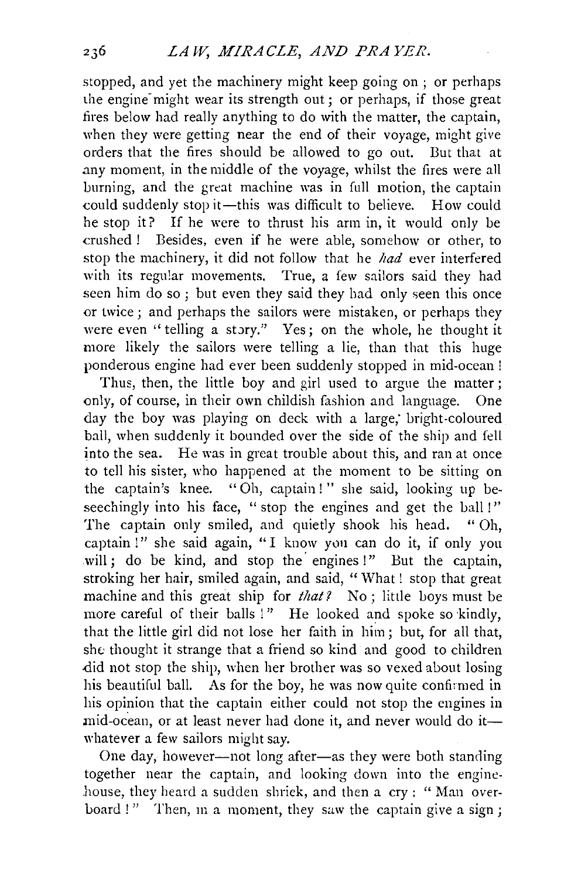stopped, and yet the machinery might keep going on ; or perhaps the engine might wear its strength out ; or perhaps, if those great fires below had really anything to do with the matter, the captain, when they were getting near the end of their voyage, might give orders that the fires should be allowed to go out. But that at any moment, in the middle of the voyage, whilst the fires were all burning, and the great machine was in full motion, the captain could suddenly stop it—this was difficult to believe. How could he stop it? If he were to thrust his arm in, it would only be crushed! Besides, even if he were able, somehow or other, to stop the machinery, it did not follow that he *had* ever interfered with its regular movements. True, a few sailors said they had seen him do so ; but even they said they had only seen this once or twice ; and perhaps the sailors were mistaken, or perhaps they were even "telling a story." Yes ; on the whole, he thought it more likely the sailors were telling a lie, than that this huge ponderous engine had ever been suddenly stopped in mid-ocean!

Thus, then, the little boy and girl used to argue the matter ; only, of course, in their own childish fashion and language. One day the boy was playing on deck with a large, bright-coloured ball, when suddenly it bounded over the side of the ship and fell into the sea. He was in great trouble about this, and ran at once to tell his sister, who happened at the moment to be sitting on the captain's knee. "Oh, captain!" she said, looking up beseechingly into his face, "stop the engines and get the ball!" The captain only smiled, and quietly shook his head. "Oh, captain!" she said again, "I know you can do it, if only you will ; do be kind, and stop the engines!" But the captain, stroking her hair, smiled again, and said, "What! stop that great machine and this great ship for *that?* No ; little boys must be more careful of their balls!" He looked and spoke so kindly, that the little girl did not lose her faith in him ; but, for all that, she thought it strange that a friend so kind and good to children did not stop the ship, when her brother was so vexed about losing his beautiful ball. As for the boy, he was now quite confirmed in his opinion that the captain either could not stop the engines in mid-ocean, or at least never had done it, and never would do it—whatever a few sailors might say.

One day, however—not long after—as they were both standing together near the captain, and looking down into the engine-house, they heard a sudden shriek, and then a cry : "Man overboard!" Then, in a moment, they saw the captain give a sign ;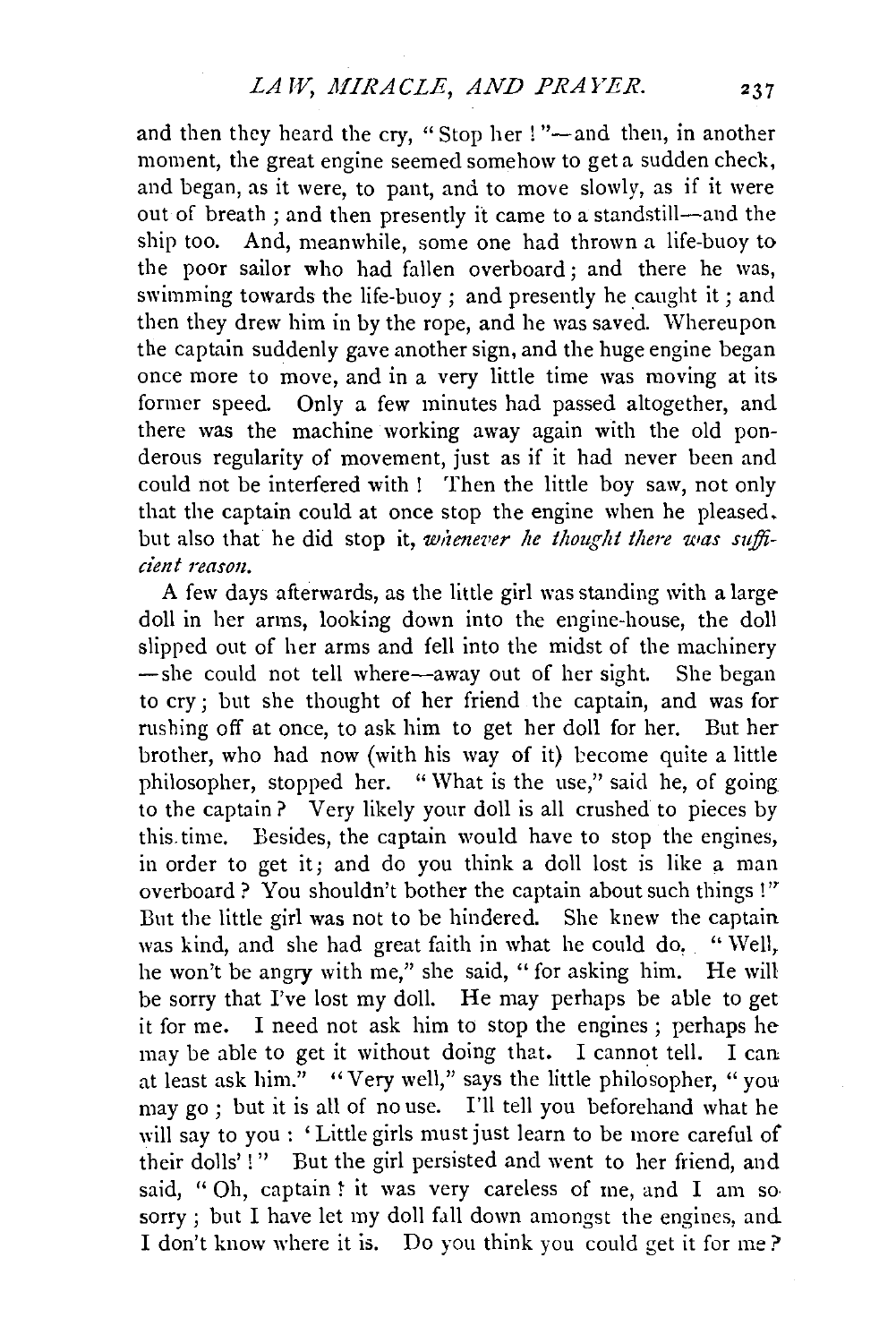and then they heard the cry, "Stop her!"—and then, in another moment, the great engine seemed somehow to get a sudden check, and began, as it were, to pant, and to move slowly, as if it were out of breath; and then presently it came to a standstill—and the ship too. And, meanwhile, some one had thrown a life-buoy to the poor sailor who had fallen overboard; and there he was, swimming towards the life-buoy; and presently he caught it; and then they drew him in by the rope, and he was saved. Whereupon the captain suddenly gave another sign, and the huge engine began once more to move, and in a very little time was moving at its former speed. Only a few minutes had passed altogether, and there was the machine working away again with the old ponderous regularity of movement, just as if it had never been and could not be interfered with! Then the little boy saw, not only that the captain could at once stop the engine when he pleased, but also that he did stop it, *whenever he thought there was sufficient reason.*

A few days afterwards, as the little girl was standing with a large doll in her arms, looking down into the engine-house, the doll slipped out of her arms and fell into the midst of the machinery—she could not tell where—away out of her sight. She began to cry; but she thought of her friend the captain, and was for rushing off at once, to ask him to get her doll for her. But her brother, who had now (with his way of it) become quite a little philosopher, stopped her. "What is the use," said he, of going to the captain? Very likely your doll is all crushed to pieces by this time. Besides, the captain would have to stop the engines, in order to get it; and do you think a doll lost is like a man overboard? You shouldn't bother the captain about such things!" But the little girl was not to be hindered. She knew the captain was kind, and she had great faith in what he could do. "Well, he won't be angry with me," she said, "for asking him. He will be sorry that I've lost my doll. He may perhaps be able to get it for me. I need not ask him to stop the engines; perhaps he may be able to get it without doing that. I cannot tell. I can at least ask him." "Very well," says the little philosopher, "you may go; but it is all of no use. I'll tell you beforehand what he will say to you: 'Little girls must just learn to be more careful of their dolls'!" But the girl persisted and went to her friend, and said, "Oh, captain! it was very careless of me, and I am so sorry; but I have let my doll fall down amongst the engines, and I don't know where it is. Do you think you could get it for me?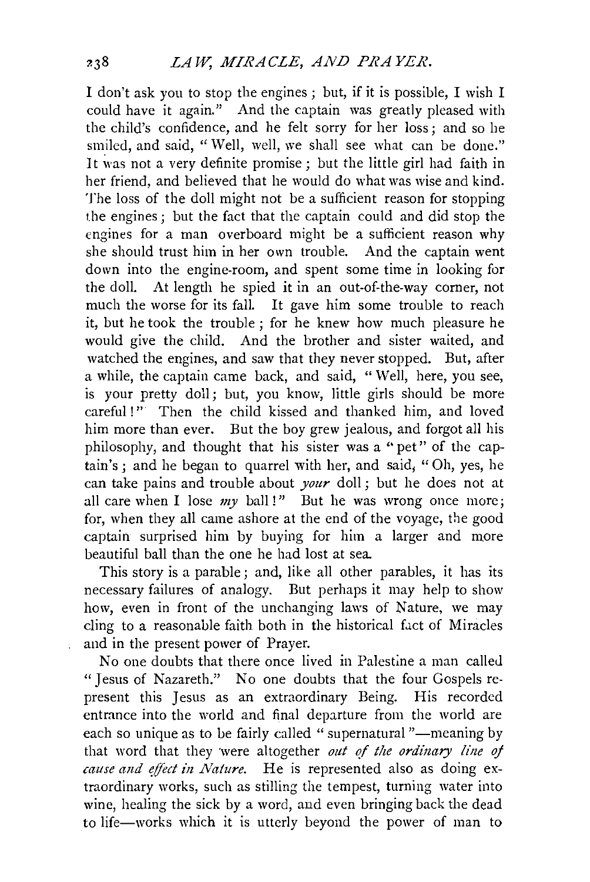I don't ask you to stop the engines; but, if it is possible, I wish I could have it again." And the captain was greatly pleased with the child's confidence, and he felt sorry for her loss; and so he smiled, and said, "Well, well, we shall see what can be done." It was not a very definite promise; but the little girl had faith in her friend, and believed that he would do what was wise and kind. The loss of the doll might not be a sufficient reason for stopping the engines; but the fact that the captain could and did stop the engines for a man overboard might be a sufficient reason why she should trust him in her own trouble. And the captain went down into the engine-room, and spent some time in looking for the doll. At length he spied it in an out-of-the-way corner, not much the worse for its fall. It gave him some trouble to reach it, but he took the trouble; for he knew how much pleasure he would give the child. And the brother and sister waited, and watched the engines, and saw that they never stopped. But, after a while, the captain came back, and said, "Well, here, you see, is your pretty doll; but, you know, little girls should be more careful!" Then the child kissed and thanked him, and loved him more than ever. But the boy grew jealous, and forgot all his philosophy, and thought that his sister was a "pet" of the captain's; and he began to quarrel with her, and said, "Oh, yes, he can take pains and trouble about *your* doll; but he does not at all care when I lose *my* ball!" But he was wrong once more; for, when they all came ashore at the end of the voyage, the good captain surprised him by buying for him a larger and more beautiful ball than the one he had lost at sea.

This story is a parable; and, like all other parables, it has its necessary failures of analogy. But perhaps it may help to show how, even in front of the unchanging laws of Nature, we may cling to a reasonable faith both in the historical fact of Miracles and in the present power of Prayer.

No one doubts that there once lived in Palestine a man called "Jesus of Nazareth." No one doubts that the four Gospels represent this Jesus as an extraordinary Being. His recorded entrance into the world and final departure from the world are each so unique as to be fairly called "supernatural"—meaning by that word that they were altogether *out of the ordinary line of cause and effect in Nature.* He is represented also as doing extraordinary works, such as stilling the tempest, turning water into wine, healing the sick by a word, and even bringing back the dead to life—works which it is utterly beyond the power of man to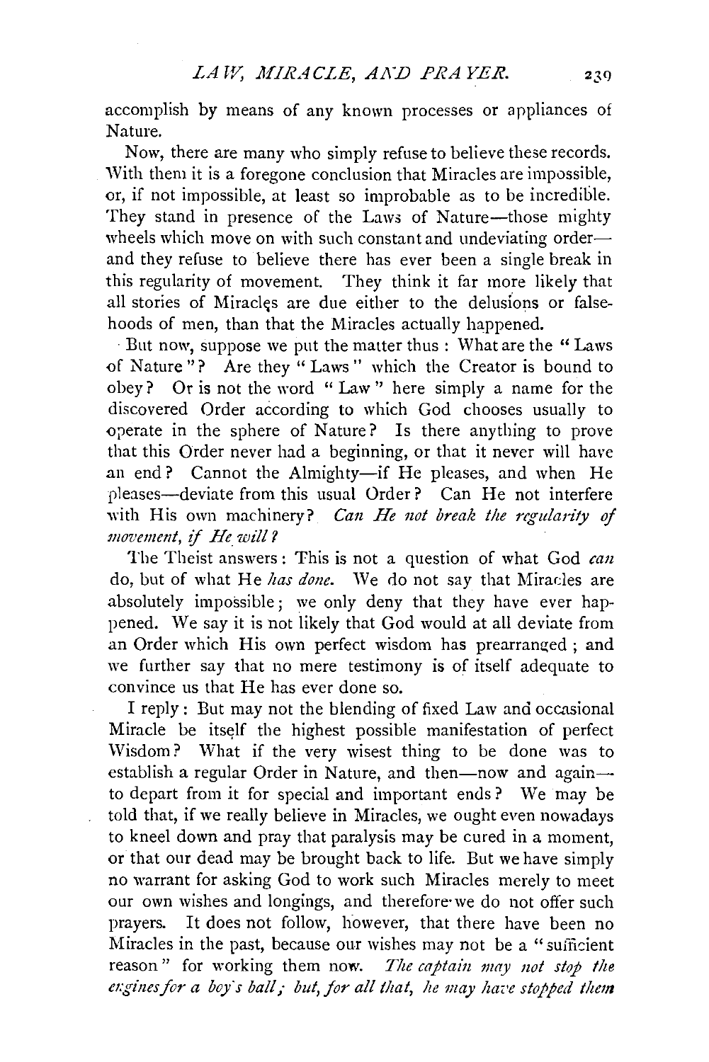accomplish by means of any known processes or appliances of Nature.

Now, there are many who simply refuse to believe these records. With them it is a foregone conclusion that Miracles are impossible, or, if not impossible, at least so improbable as to be incredible. They stand in presence of the Laws of Nature—those mighty wheels which move on with such constant and undeviating order—and they refuse to believe there has ever been a single break in this regularity of movement. They think it far more likely that all stories of Miracles are due either to the delusions or falsehoods of men, than that the Miracles actually happened.

But now, suppose we put the matter thus: What are the "Laws of Nature"? Are they "Laws" which the Creator is bound to obey? Or is not the word "Law" here simply a name for the discovered Order according to which God chooses usually to operate in the sphere of Nature? Is there anything to prove that this Order never had a beginning, or that it never will have an end? Cannot the Almighty—if He pleases, and when He pleases—deviate from this usual Order? Can He not interfere with His own machinery? *Can He not break the regularity of movement, if He will?*

The Theist answers: This is not a question of what God *can* do, but of what He *has done*. We do not say that Miracles are absolutely impossible; we only deny that they have ever happened. We say it is not likely that God would at all deviate from an Order which His own perfect wisdom has prearranged; and we further say that no mere testimony is of itself adequate to convince us that He has ever done so.

I reply: But may not the blending of fixed Law and occasional Miracle be itself the highest possible manifestation of perfect Wisdom? What if the very wisest thing to be done was to establish a regular Order in Nature, and then—now and again—to depart from it for special and important ends? We may be told that, if we really believe in Miracles, we ought even nowadays to kneel down and pray that paralysis may be cured in a moment, or that our dead may be brought back to life. But we have simply no warrant for asking God to work such Miracles merely to meet our own wishes and longings, and therefore we do not offer such prayers. It does not follow, however, that there have been no Miracles in the past, because our wishes may not be a "sufficient reason" for working them now. *The captain may not stop the engines for a boy's ball; but, for all that, he may have stopped them*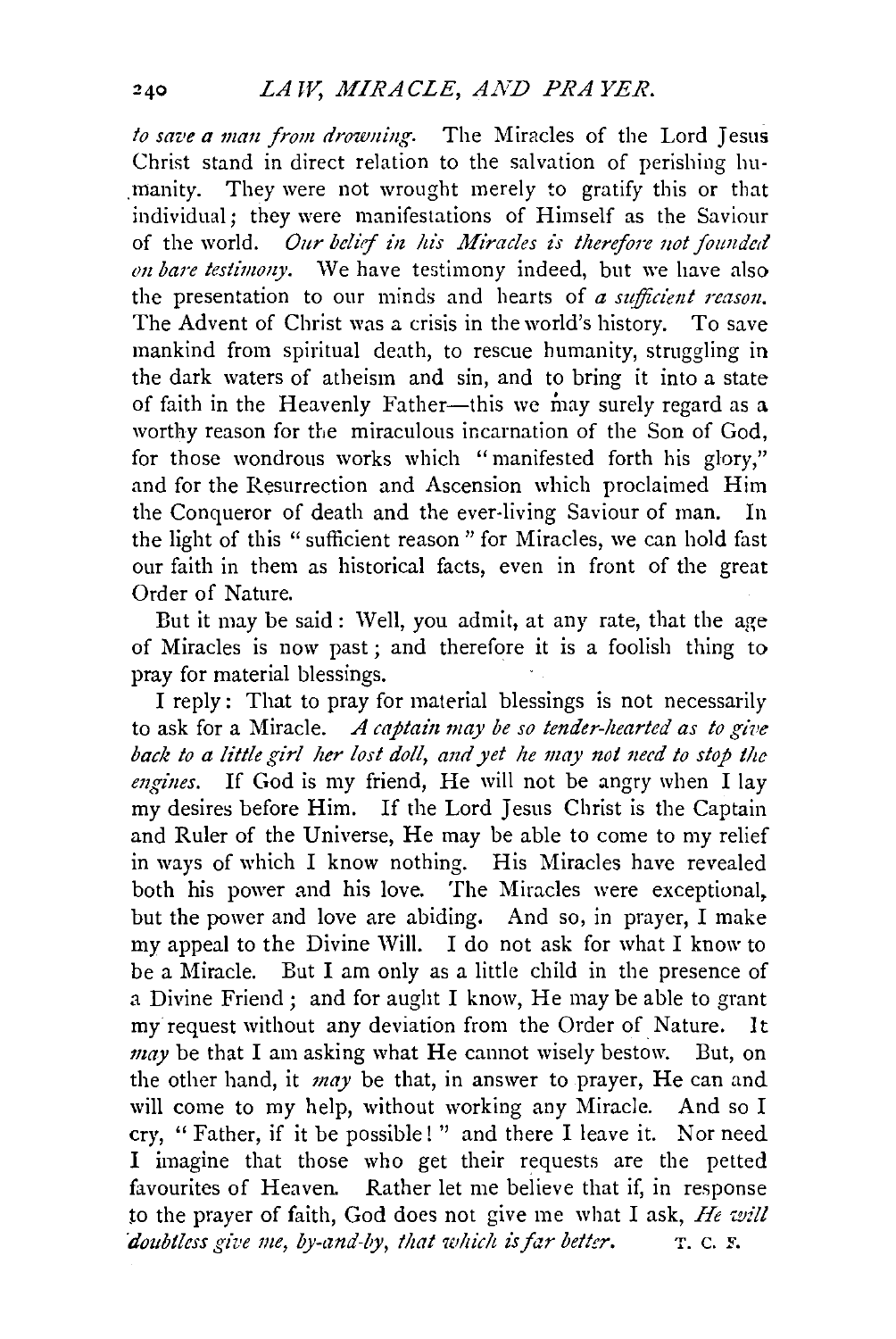*to save a man from drowning.* The Miracles of the Lord Jesus Christ stand in direct relation to the salvation of perishing humanity. They were not wrought merely to gratify this or that individual; they were manifestations of Himself as the Saviour of the world. *Our belief in his Miracles is therefore not founded on bare testimony.* We have testimony indeed, but we have also the presentation to our minds and hearts of *a sufficient reason.* The Advent of Christ was a crisis in the world's history. To save mankind from spiritual death, to rescue humanity, struggling in the dark waters of atheism and sin, and to bring it into a state of faith in the Heavenly Father—this we may surely regard as a worthy reason for the miraculous incarnation of the Son of God, for those wondrous works which "manifested forth his glory," and for the Resurrection and Ascension which proclaimed Him the Conqueror of death and the ever-living Saviour of man. In the light of this "sufficient reason" for Miracles, we can hold fast our faith in them as historical facts, even in front of the great Order of Nature.

But it may be said: Well, you admit, at any rate, that the age of Miracles is now past; and therefore it is a foolish thing to pray for material blessings.

I reply: That to pray for material blessings is not necessarily to ask for a Miracle. *A captain may be so tender-hearted as to give back to a little girl her lost doll, and yet he may not need to stop the engines.* If God is my friend, He will not be angry when I lay my desires before Him. If the Lord Jesus Christ is the Captain and Ruler of the Universe, He may be able to come to my relief in ways of which I know nothing. His Miracles have revealed both his power and his love. The Miracles were exceptional, but the power and love are abiding. And so, in prayer, I make my appeal to the Divine Will. I do not ask for what I know to be a Miracle. But I am only as a little child in the presence of a Divine Friend; and for aught I know, He may be able to grant my request without any deviation from the Order of Nature. It *may* be that I am asking what He cannot wisely bestow. But, on the other hand, it *may* be that, in answer to prayer, He can and will come to my help, without working any Miracle. And so I cry, "Father, if it be possible!" and there I leave it. Nor need I imagine that those who get their requests are the petted favourites of Heaven. Rather let me believe that if, in response to the prayer of faith, God does not give me what I ask, *He will doubtless give me, by-and-by, that which is far better.*

T. C. F.